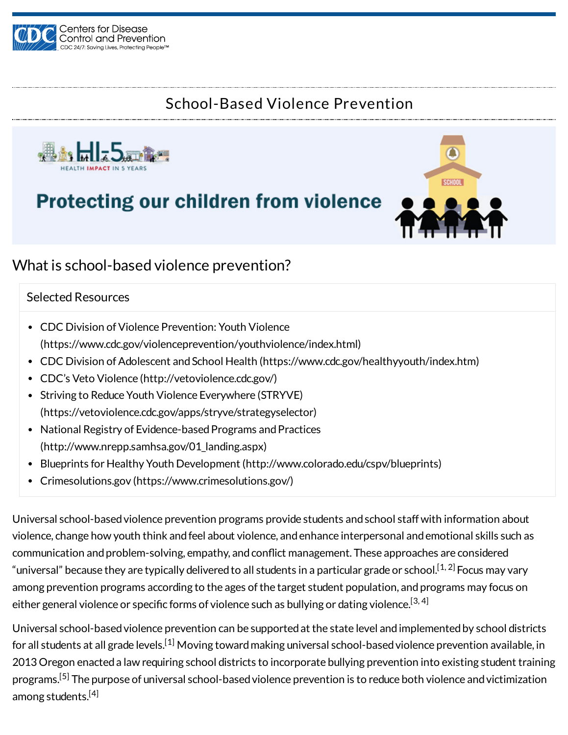# School-Based Violence Prevention

HI-5 HEALTH IMPACT IN 5 YEARS

**Protecting our children from violence**

## What is school-based violence prevention?

### Selected Resources

- CDC Division of Violence Prevention: Youth Violence (https://www.cdc.gov/violenceprevention/youthviolence/index.html)
- CDC Division of Adolescent and School Health (https://www.cdc.gov/healthyyouth/index.htm)
- CDC's Veto Violence (http://vetoviolence.cdc.gov/)
- Striving to Reduce Youth Violence Everywhere (STRYVE) (https://vetoviolence.cdc.gov/apps/stryve/strategyselector)
- National Registry of Evidence-based Programs and Practices (http://www.nrepp.samhsa.gov/01_landing.aspx)
- Blueprints for Healthy Youth Development (http://www.colorado.edu/cspv/blueprints)
- Crimesolutions.gov (https://www.crimesolutions.gov/)

Universal school-based violence prevention programs provide students and school staff with information about violence, change how youth think and feel about violence, and enhance interpersonal and emotional skills such as communication and problem-solving, empathy, and conflict management. These approaches are considered "universal" because they are typically delivered to all students in a particular grade or school.[1, 2] Focus may vary among prevention programs according to the ages of the target student population, and programs may focus on either general violence or specific forms of violence such as bullying or dating violence.[3, 4]

Universal school-based violence prevention can be supported at the state level and implemented by school districts for all students at all grade levels.[1] Moving toward making universal school-based violence prevention available, in 2013 Oregon enacted a law requiring school districts to incorporate bullying prevention into existing student training programs.[5] The purpose of universal school-based violence prevention is to reduce both violence and victimization among students.[4]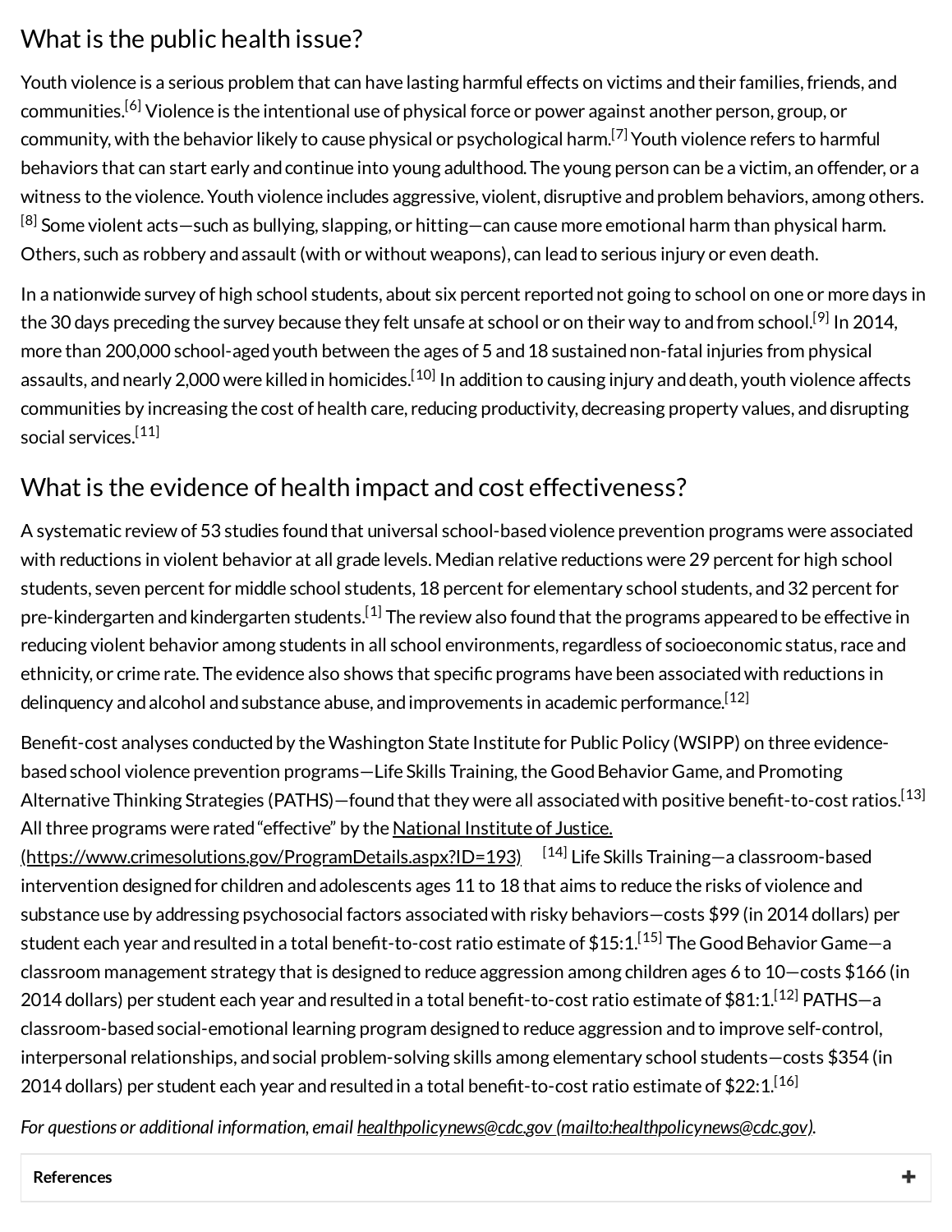## What is the public health issue?

Youth violence is a serious problem that can have lasting harmful effects on victims and their families, friends, and communities.[6] Violence is the intentional use of physical force or power against another person, group, or community, with the behavior likely to cause physical or psychological harm.[7] Youth violence refers to harmful behaviors that can start early and continue into young adulthood. The young person can be a victim, an offender, or a witness to the violence. Youth violence includes aggressive, violent, disruptive and problem behaviors, among others.[8] Some violent acts—such as bullying, slapping, or hitting—can cause more emotional harm than physical harm. Others, such as robbery and assault (with or without weapons), can lead to serious injury or even death.

In a nationwide survey of high school students, about six percent reported not going to school on one or more days in the 30 days preceding the survey because they felt unsafe at school or on their way to and from school.[9] In 2014, more than 200,000 school-aged youth between the ages of 5 and 18 sustained non-fatal injuries from physical assaults, and nearly 2,000 were killed in homicides.[10] In addition to causing injury and death, youth violence affects communities by increasing the cost of health care, reducing productivity, decreasing property values, and disrupting social services.[11]

## What is the evidence of health impact and cost effectiveness?

A systematic review of 53 studies found that universal school-based violence prevention programs were associated with reductions in violent behavior at all grade levels. Median relative reductions were 29 percent for high school students, seven percent for middle school students, 18 percent for elementary school students, and 32 percent for pre-kindergarten and kindergarten students.[1] The review also found that the programs appeared to be effective in reducing violent behavior among students in all school environments, regardless of socioeconomic status, race and ethnicity, or crime rate. The evidence also shows that specific programs have been associated with reductions in delinquency and alcohol and substance abuse, and improvements in academic performance.[12]

Benefit-cost analyses conducted by the Washington State Institute for Public Policy (WSIPP) on three evidence-based school violence prevention programs—Life Skills Training, the Good Behavior Game, and Promoting Alternative Thinking Strategies (PATHS)—found that they were all associated with positive benefit-to-cost ratios.[13] All three programs were rated "effective" by the National Institute of Justice. (https://www.crimesolutions.gov/ProgramDetails.aspx?ID=193) [14] Life Skills Training—a classroom-based intervention designed for children and adolescents ages 11 to 18 that aims to reduce the risks of violence and substance use by addressing psychosocial factors associated with risky behaviors—costs $99 (in 2014 dollars) per student each year and resulted in a total benefit-to-cost ratio estimate of $15:1.[15] The Good Behavior Game—a classroom management strategy that is designed to reduce aggression among children ages 6 to 10—costs $166 (in 2014 dollars) per student each year and resulted in a total benefit-to-cost ratio estimate of $81:1.[12] PATHS—a classroom-based social-emotional learning program designed to reduce aggression and to improve self-control, interpersonal relationships, and social problem-solving skills among elementary school students—costs $354 (in 2014 dollars) per student each year and resulted in a total benefit-to-cost ratio estimate of $22:1.[16]

*For questions or additional information, email healthpolicynews@cdc.gov (mailto:healthpolicynews@cdc.gov).*

**References** +